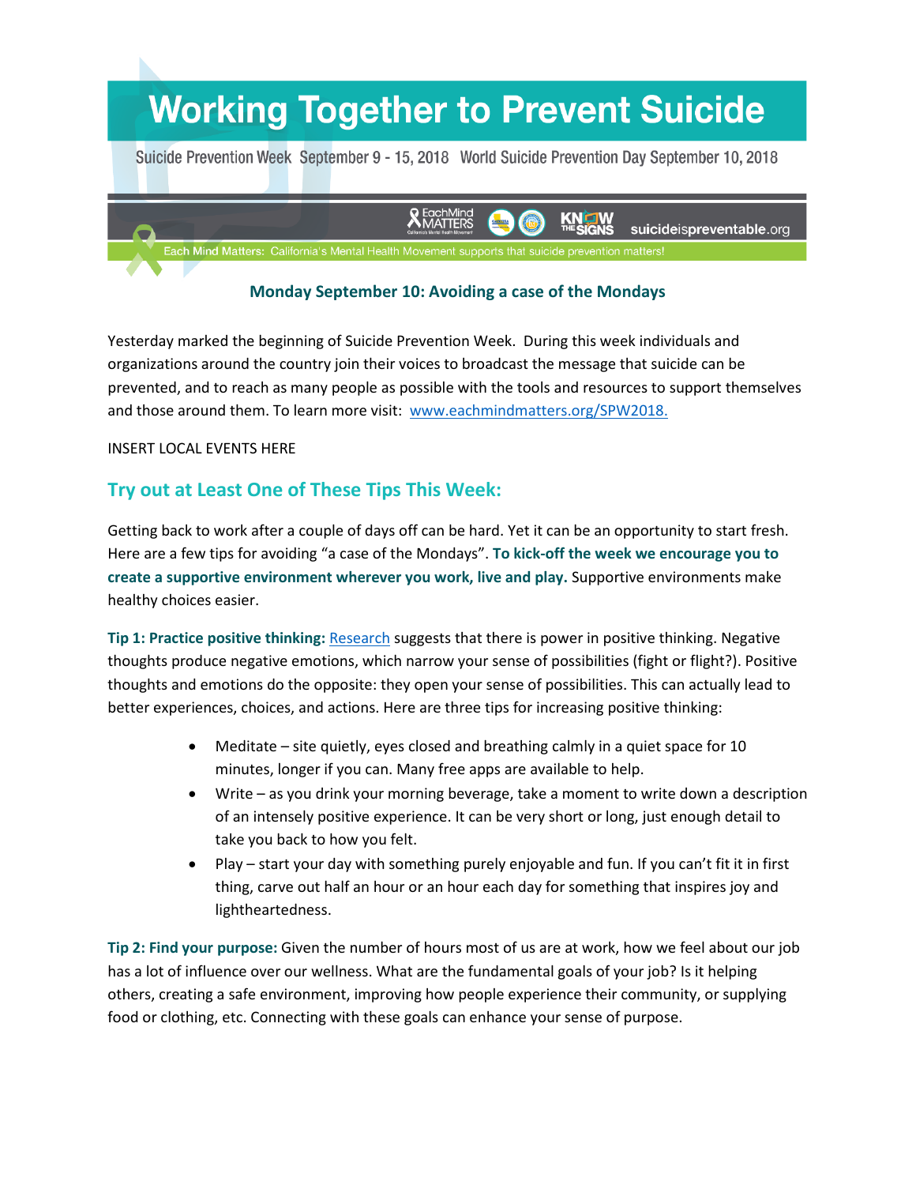# Working Together to Prevent Suicide

Suicide Prevention Week September 9 - 15, 2018 World Suicide Prevention Day September 10, 2018

EachMind MATTERS KNOW THE SIGNS suicideispreventable.org

Each Mind Matters: California's Mental Health Movement supports that suicide prevention matters!

### Monday September 10: Avoiding a case of the Mondays

Yesterday marked the beginning of Suicide Prevention Week. During this week individuals and organizations around the country join their voices to broadcast the message that suicide can be prevented, and to reach as many people as possible with the tools and resources to support themselves and those around them. To learn more visit: [www.eachmindmatters.org/SPW2018.](www.eachmindmatters.org/SPW2018.)

INSERT LOCAL EVENTS HERE

## Try out at Least One of These Tips This Week:

Getting back to work after a couple of days off can be hard. Yet it can be an opportunity to start fresh. Here are a few tips for avoiding "a case of the Mondays". **To kick-off the week we encourage you to create a supportive environment wherever you work, live and play.** Supportive environments make healthy choices easier.

**Tip 1: Practice positive thinking:** Research suggests that there is power in positive thinking. Negative thoughts produce negative emotions, which narrow your sense of possibilities (fight or flight?). Positive thoughts and emotions do the opposite: they open your sense of possibilities. This can actually lead to better experiences, choices, and actions. Here are three tips for increasing positive thinking:

- Meditate – site quietly, eyes closed and breathing calmly in a quiet space for 10 minutes, longer if you can. Many free apps are available to help.
- Write – as you drink your morning beverage, take a moment to write down a description of an intensely positive experience. It can be very short or long, just enough detail to take you back to how you felt.
- Play – start your day with something purely enjoyable and fun. If you can't fit it in first thing, carve out half an hour or an hour each day for something that inspires joy and lightheartedness.

**Tip 2: Find your purpose:** Given the number of hours most of us are at work, how we feel about our job has a lot of influence over our wellness. What are the fundamental goals of your job? Is it helping others, creating a safe environment, improving how people experience their community, or supplying food or clothing, etc. Connecting with these goals can enhance your sense of purpose.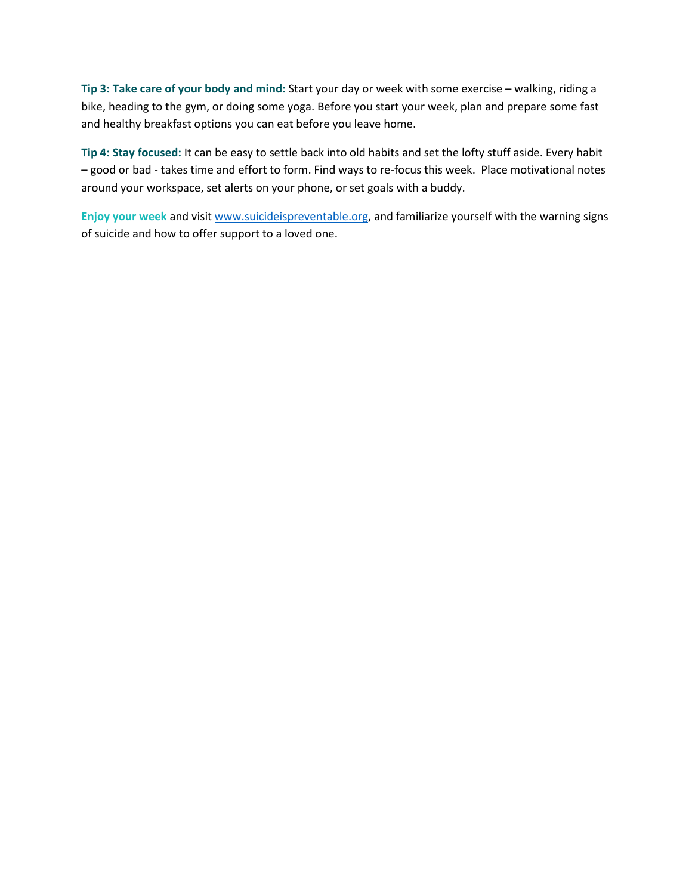**Tip 3: Take care of your body and mind:** Start your day or week with some exercise – walking, riding a bike, heading to the gym, or doing some yoga. Before you start your week, plan and prepare some fast and healthy breakfast options you can eat before you leave home.

**Tip 4: Stay focused:** It can be easy to settle back into old habits and set the lofty stuff aside. Every habit – good or bad - takes time and effort to form. Find ways to re-focus this week. Place motivational notes around your workspace, set alerts on your phone, or set goals with a buddy.

**Enjoy your week** and visit [www.suicideispreventable.org](http://www.suicideispreventable.org), and familiarize yourself with the warning signs of suicide and how to offer support to a loved one.